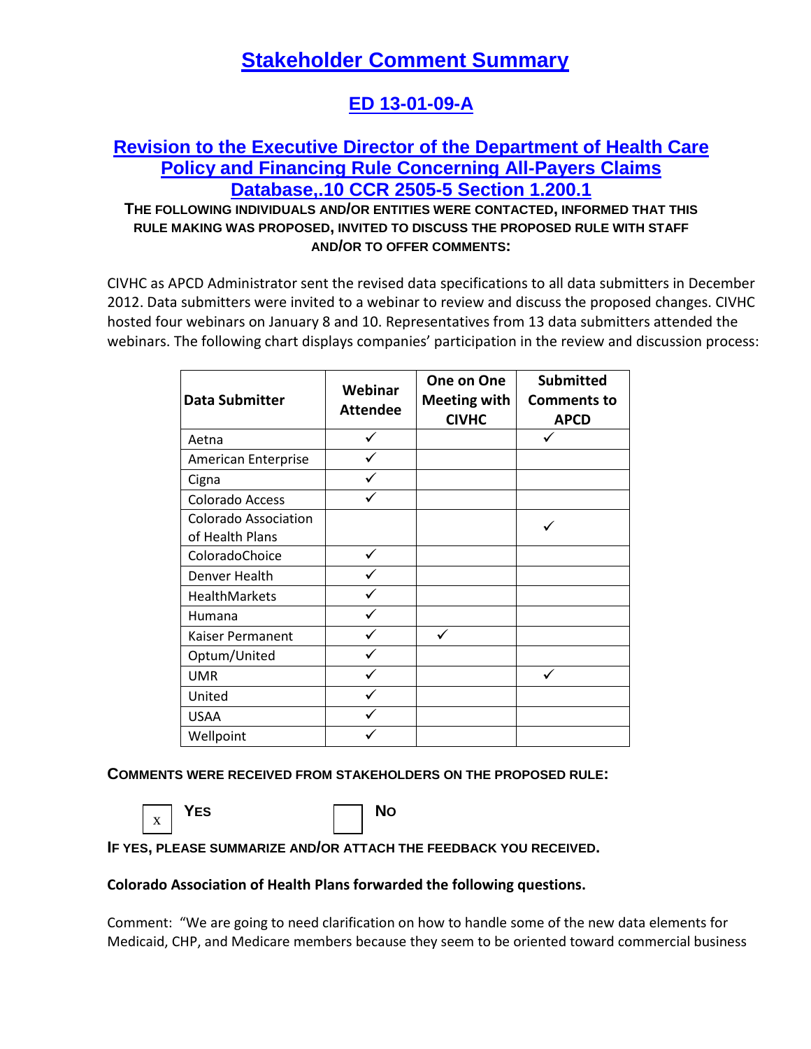# Stakeholder Comment Summary

## ED 13-01-09-A

## Revision to the Executive Director of the Department of Health Care Policy and Financing Rule Concerning All-Payers Claims Database,.10 CCR 2505-5 Section 1.200.1

**THE FOLLOWING INDIVIDUALS AND/OR ENTITIES WERE CONTACTED, INFORMED THAT THIS RULE MAKING WAS PROPOSED, INVITED TO DISCUSS THE PROPOSED RULE WITH STAFF AND/OR TO OFFER COMMENTS:**

CIVHC as APCD Administrator sent the revised data specifications to all data submitters in December 2012. Data submitters were invited to a webinar to review and discuss the proposed changes. CIVHC hosted four webinars on January 8 and 10. Representatives from 13 data submitters attended the webinars. The following chart displays companies' participation in the review and discussion process:

| Data Submitter | Webinar Attendee | One on One Meeting with CIVHC | Submitted Comments to APCD |
|---|---|---|---|
| Aetna | ✓ | | ✓ |
| American Enterprise | ✓ | | |
| Cigna | ✓ | | |
| Colorado Access | ✓ | | |
| Colorado Association of Health Plans | | | ✓ |
| ColoradoChoice | ✓ | | |
| Denver Health | ✓ | | |
| HealthMarkets | ✓ | | |
| Humana | ✓ | | |
| Kaiser Permanent | ✓ | ✓ | |
| Optum/United | ✓ | | |
| UMR | ✓ | | ✓ |
| United | ✓ | | |
| USAA | ✓ | | |
| Wellpoint | ✓ | | |

**COMMENTS WERE RECEIVED FROM STAKEHOLDERS ON THE PROPOSED RULE:**

[x] **YES** [ ] **NO**

**IF YES, PLEASE SUMMARIZE AND/OR ATTACH THE FEEDBACK YOU RECEIVED.**

**Colorado Association of Health Plans forwarded the following questions.**

Comment: "We are going to need clarification on how to handle some of the new data elements for Medicaid, CHP, and Medicare members because they seem to be oriented toward commercial business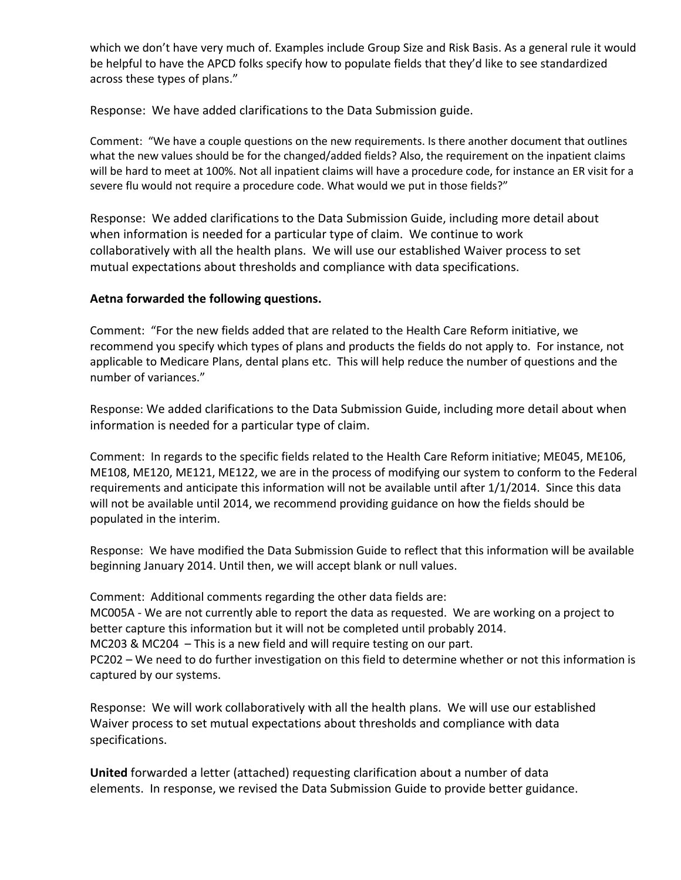which we don't have very much of. Examples include Group Size and Risk Basis. As a general rule it would be helpful to have the APCD folks specify how to populate fields that they'd like to see standardized across these types of plans."

Response: We have added clarifications to the Data Submission guide.

Comment: "We have a couple questions on the new requirements. Is there another document that outlines what the new values should be for the changed/added fields? Also, the requirement on the inpatient claims will be hard to meet at 100%. Not all inpatient claims will have a procedure code, for instance an ER visit for a severe flu would not require a procedure code. What would we put in those fields?"

Response: We added clarifications to the Data Submission Guide, including more detail about when information is needed for a particular type of claim. We continue to work collaboratively with all the health plans. We will use our established Waiver process to set mutual expectations about thresholds and compliance with data specifications.

**Aetna forwarded the following questions.**

Comment: "For the new fields added that are related to the Health Care Reform initiative, we recommend you specify which types of plans and products the fields do not apply to. For instance, not applicable to Medicare Plans, dental plans etc. This will help reduce the number of questions and the number of variances."

Response: We added clarifications to the Data Submission Guide, including more detail about when information is needed for a particular type of claim.

Comment: In regards to the specific fields related to the Health Care Reform initiative; ME045, ME106, ME108, ME120, ME121, ME122, we are in the process of modifying our system to conform to the Federal requirements and anticipate this information will not be available until after 1/1/2014. Since this data will not be available until 2014, we recommend providing guidance on how the fields should be populated in the interim.

Response: We have modified the Data Submission Guide to reflect that this information will be available beginning January 2014. Until then, we will accept blank or null values.

Comment: Additional comments regarding the other data fields are:
MC005A - We are not currently able to report the data as requested. We are working on a project to better capture this information but it will not be completed until probably 2014.
MC203 & MC204 – This is a new field and will require testing on our part.
PC202 – We need to do further investigation on this field to determine whether or not this information is captured by our systems.

Response: We will work collaboratively with all the health plans. We will use our established Waiver process to set mutual expectations about thresholds and compliance with data specifications.

**United** forwarded a letter (attached) requesting clarification about a number of data elements. In response, we revised the Data Submission Guide to provide better guidance.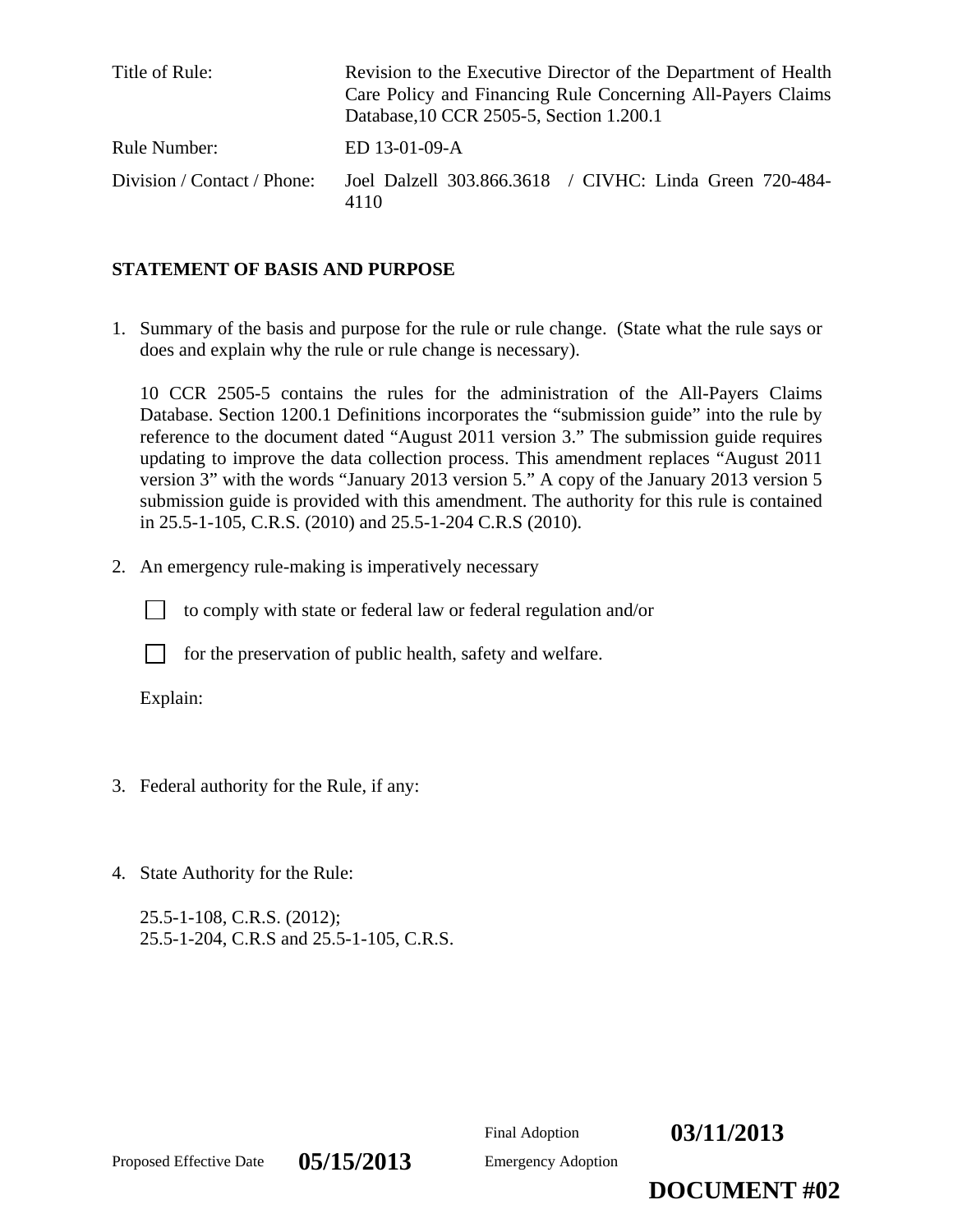| Title of Rule: | Revision to the Executive Director of the Department of Health Care Policy and Financing Rule Concerning All-Payers Claims Database,10 CCR 2505-5, Section 1.200.1 |
|---|---|
| Rule Number: | ED 13-01-09-A |
| Division / Contact / Phone: | Joel Dalzell 303.866.3618 / CIVHC: Linda Green 720-484-4110 |

**STATEMENT OF BASIS AND PURPOSE**

1. Summary of the basis and purpose for the rule or rule change. (State what the rule says or does and explain why the rule or rule change is necessary).

   10 CCR 2505-5 contains the rules for the administration of the All-Payers Claims Database. Section 1200.1 Definitions incorporates the "submission guide" into the rule by reference to the document dated "August 2011 version 3." The submission guide requires updating to improve the data collection process. This amendment replaces "August 2011 version 3" with the words "January 2013 version 5." A copy of the January 2013 version 5 submission guide is provided with this amendment. The authority for this rule is contained in 25.5-1-105, C.R.S. (2010) and 25.5-1-204 C.R.S (2010).

2. An emergency rule-making is imperatively necessary

   ☐ to comply with state or federal law or federal regulation and/or

   ☐ for the preservation of public health, safety and welfare.

   Explain:

3. Federal authority for the Rule, if any:

4. State Authority for the Rule:

   25.5-1-108, C.R.S. (2012);
   25.5-1-204, C.R.S and 25.5-1-105, C.R.S.

Final Adoption **03/11/2013**

Proposed Effective Date **05/15/2013** Emergency Adoption

**DOCUMENT #02**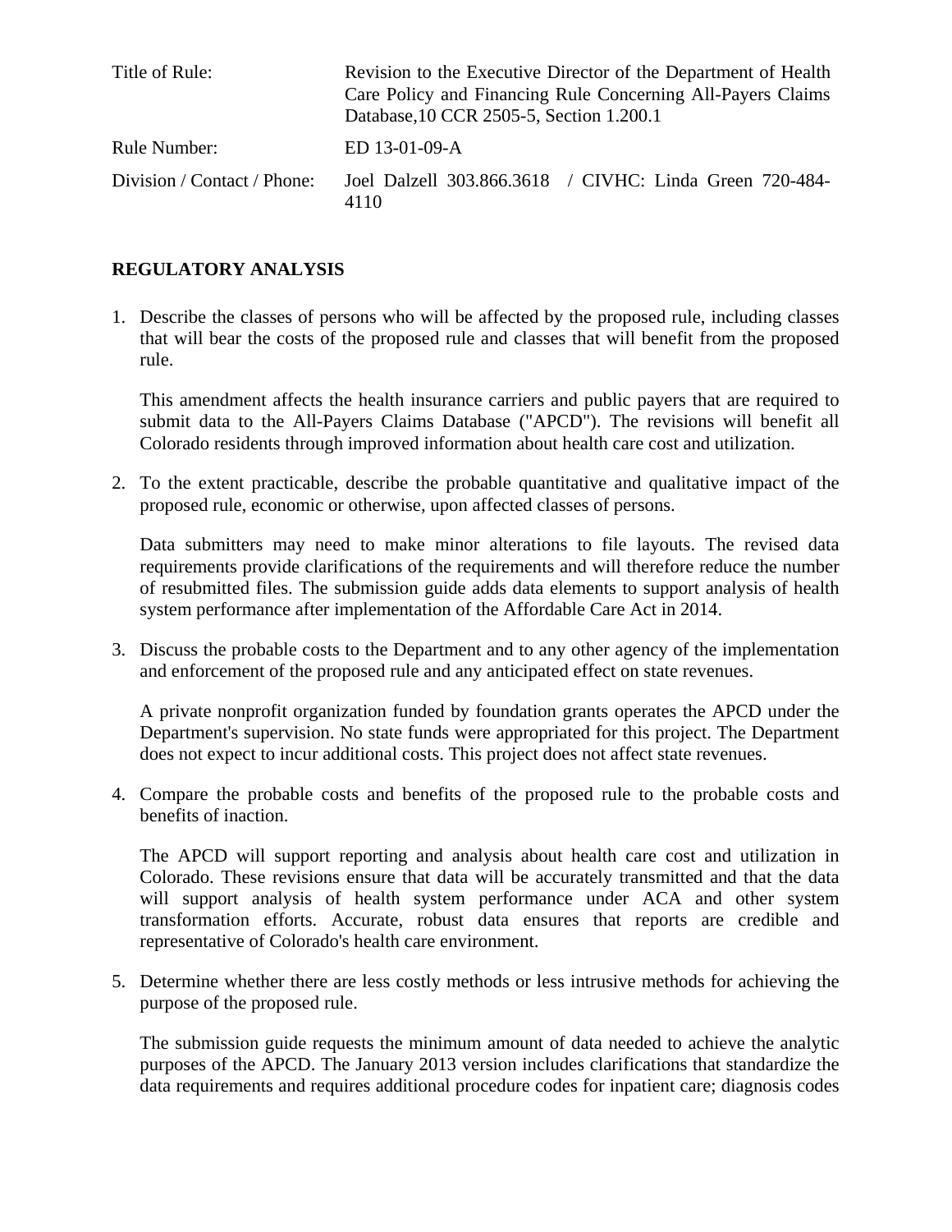| | |
|---|---|
| Title of Rule: | Revision to the Executive Director of the Department of Health Care Policy and Financing Rule Concerning All-Payers Claims Database,10 CCR 2505-5, Section 1.200.1 |
| Rule Number: | ED 13-01-09-A |
| Division / Contact / Phone: | Joel Dalzell 303.866.3618 / CIVHC: Linda Green 720-484-4110 |

**REGULATORY ANALYSIS**

1. Describe the classes of persons who will be affected by the proposed rule, including classes that will bear the costs of the proposed rule and classes that will benefit from the proposed rule.

   This amendment affects the health insurance carriers and public payers that are required to submit data to the All-Payers Claims Database ("APCD"). The revisions will benefit all Colorado residents through improved information about health care cost and utilization.

2. To the extent practicable, describe the probable quantitative and qualitative impact of the proposed rule, economic or otherwise, upon affected classes of persons.

   Data submitters may need to make minor alterations to file layouts. The revised data requirements provide clarifications of the requirements and will therefore reduce the number of resubmitted files. The submission guide adds data elements to support analysis of health system performance after implementation of the Affordable Care Act in 2014.

3. Discuss the probable costs to the Department and to any other agency of the implementation and enforcement of the proposed rule and any anticipated effect on state revenues.

   A private nonprofit organization funded by foundation grants operates the APCD under the Department's supervision. No state funds were appropriated for this project. The Department does not expect to incur additional costs. This project does not affect state revenues.

4. Compare the probable costs and benefits of the proposed rule to the probable costs and benefits of inaction.

   The APCD will support reporting and analysis about health care cost and utilization in Colorado. These revisions ensure that data will be accurately transmitted and that the data will support analysis of health system performance under ACA and other system transformation efforts. Accurate, robust data ensures that reports are credible and representative of Colorado's health care environment.

5. Determine whether there are less costly methods or less intrusive methods for achieving the purpose of the proposed rule.

   The submission guide requests the minimum amount of data needed to achieve the analytic purposes of the APCD. The January 2013 version includes clarifications that standardize the data requirements and requires additional procedure codes for inpatient care; diagnosis codes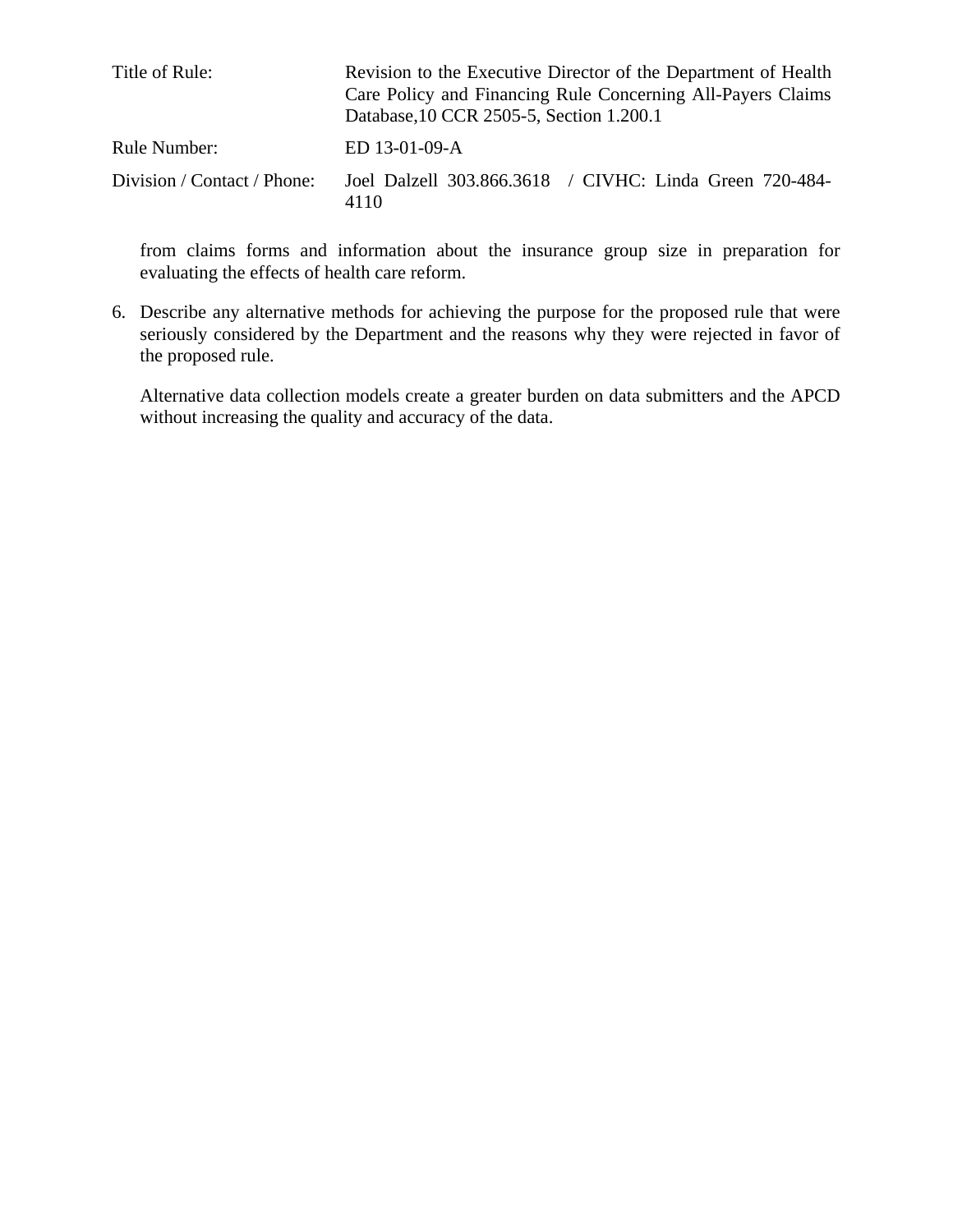| Title of Rule: | Revision to the Executive Director of the Department of Health Care Policy and Financing Rule Concerning All-Payers Claims Database,10 CCR 2505-5, Section 1.200.1 |
| --- | --- |
| Rule Number: | ED 13-01-09-A |
| Division / Contact / Phone: | Joel Dalzell 303.866.3618 / CIVHC: Linda Green 720-484-4110 |

from claims forms and information about the insurance group size in preparation for evaluating the effects of health care reform.

6. Describe any alternative methods for achieving the purpose for the proposed rule that were seriously considered by the Department and the reasons why they were rejected in favor of the proposed rule.

   Alternative data collection models create a greater burden on data submitters and the APCD without increasing the quality and accuracy of the data.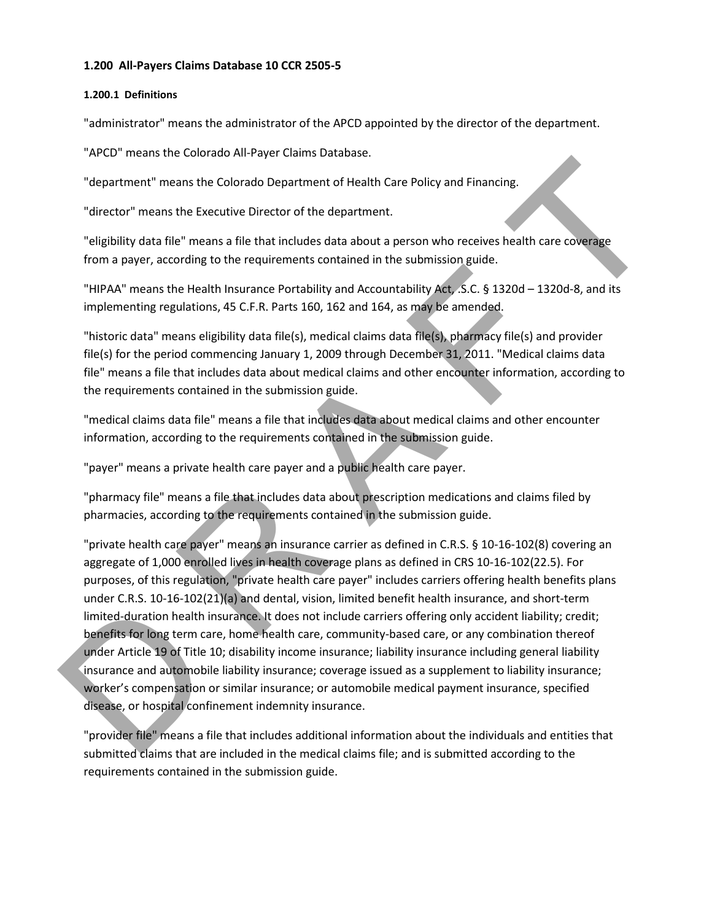### 1.200 All-Payers Claims Database 10 CCR 2505-5

#### 1.200.1 Definitions

"administrator" means the administrator of the APCD appointed by the director of the department.

"APCD" means the Colorado All-Payer Claims Database.

"department" means the Colorado Department of Health Care Policy and Financing.

"director" means the Executive Director of the department.

"eligibility data file" means a file that includes data about a person who receives health care coverage from a payer, according to the requirements contained in the submission guide.

"HIPAA" means the Health Insurance Portability and Accountability Act, .S.C. § 1320d – 1320d-8, and its implementing regulations, 45 C.F.R. Parts 160, 162 and 164, as may be amended.

"historic data" means eligibility data file(s), medical claims data file(s), pharmacy file(s) and provider file(s) for the period commencing January 1, 2009 through December 31, 2011. "Medical claims data file" means a file that includes data about medical claims and other encounter information, according to the requirements contained in the submission guide.

"medical claims data file" means a file that includes data about medical claims and other encounter information, according to the requirements contained in the submission guide.

"payer" means a private health care payer and a public health care payer.

"pharmacy file" means a file that includes data about prescription medications and claims filed by pharmacies, according to the requirements contained in the submission guide.

"private health care payer" means an insurance carrier as defined in C.R.S. § 10-16-102(8) covering an aggregate of 1,000 enrolled lives in health coverage plans as defined in CRS 10-16-102(22.5). For purposes, of this regulation, "private health care payer" includes carriers offering health benefits plans under C.R.S. 10-16-102(21)(a) and dental, vision, limited benefit health insurance, and short-term limited-duration health insurance. It does not include carriers offering only accident liability; credit; benefits for long term care, home health care, community-based care, or any combination thereof under Article 19 of Title 10; disability income insurance; liability insurance including general liability insurance and automobile liability insurance; coverage issued as a supplement to liability insurance; worker's compensation or similar insurance; or automobile medical payment insurance, specified disease, or hospital confinement indemnity insurance.

"provider file" means a file that includes additional information about the individuals and entities that submitted claims that are included in the medical claims file; and is submitted according to the requirements contained in the submission guide.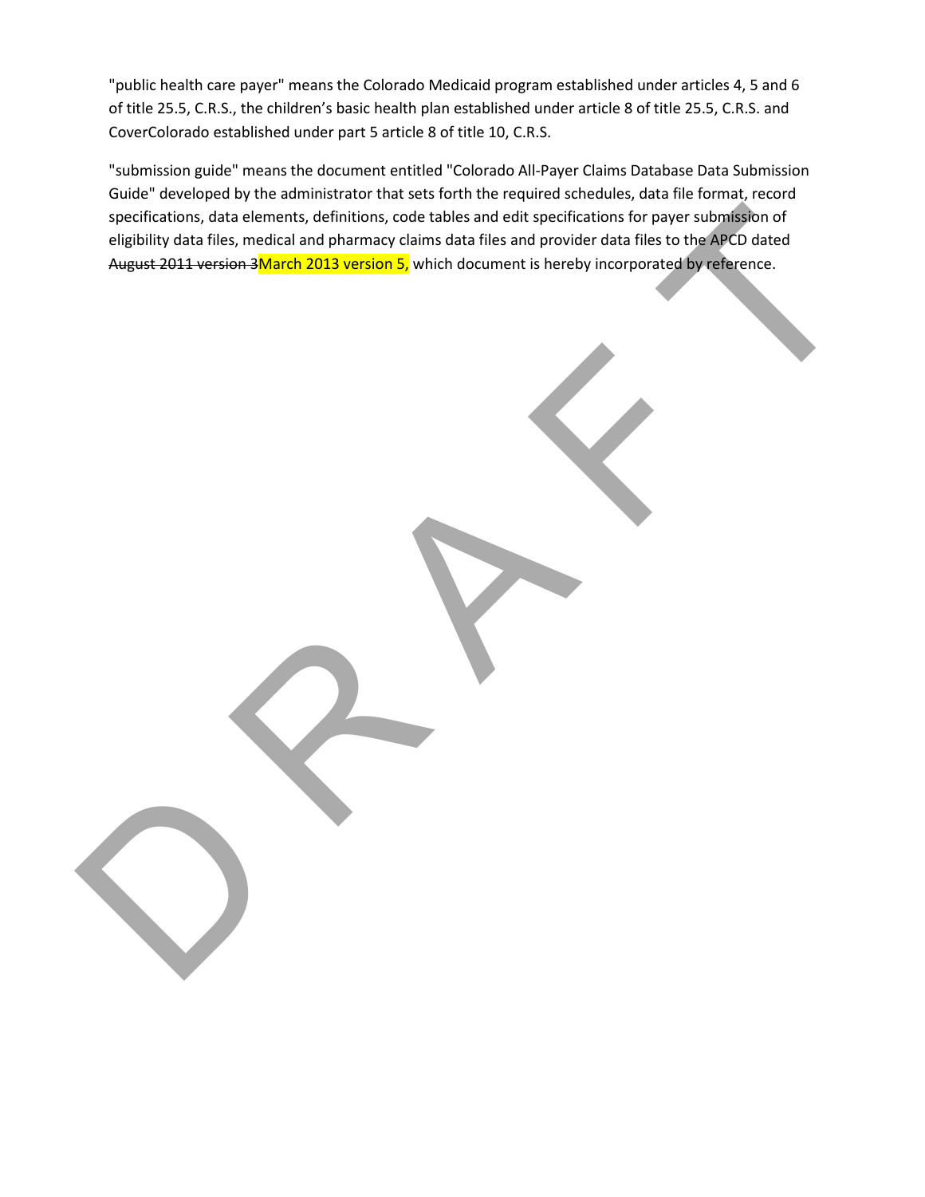"public health care payer" means the Colorado Medicaid program established under articles 4, 5 and 6 of title 25.5, C.R.S., the children's basic health plan established under article 8 of title 25.5, C.R.S. and CoverColorado established under part 5 article 8 of title 10, C.R.S.

"submission guide" means the document entitled "Colorado All-Payer Claims Database Data Submission Guide" developed by the administrator that sets forth the required schedules, data file format, record specifications, data elements, definitions, code tables and edit specifications for payer submission of eligibility data files, medical and pharmacy claims data files and provider data files to the APCD dated ~~August 2011 version 3~~March 2013 version 5, which document is hereby incorporated by reference.